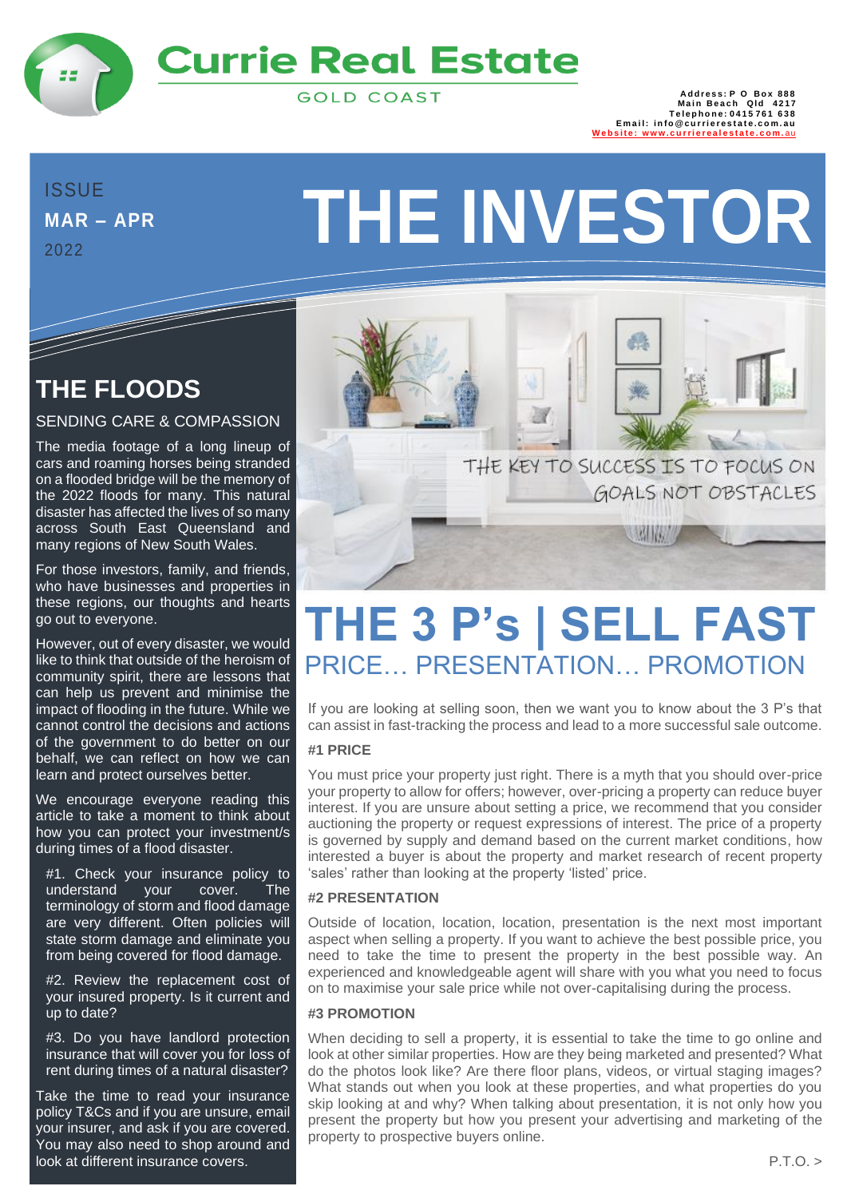# Currie Real Estate

GOLD COAST

**Address: P O Box 888**
**Main Beach Qld 4217**
**Telephone: 0415 761 638**
**Email: info@currierestate.com.au**
**Website: www.currierealestate.com.au**

ISSUE
**MAR – APR**
2022

# THE INVESTOR

## THE FLOODS

SENDING CARE & COMPASSION

The media footage of a long lineup of cars and roaming horses being stranded on a flooded bridge will be the memory of the 2022 floods for many. This natural disaster has affected the lives of so many across South East Queensland and many regions of New South Wales.

For those investors, family, and friends, who have businesses and properties in these regions, our thoughts and hearts go out to everyone.

However, out of every disaster, we would like to think that outside of the heroism of community spirit, there are lessons that can help us prevent and minimise the impact of flooding in the future. While we cannot control the decisions and actions of the government to do better on our behalf, we can reflect on how we can learn and protect ourselves better.

We encourage everyone reading this article to take a moment to think about how you can protect your investment/s during times of a flood disaster.

#1. Check your insurance policy to understand your cover. The terminology of storm and flood damage are very different. Often policies will state storm damage and eliminate you from being covered for flood damage.

#2. Review the replacement cost of your insured property. Is it current and up to date?

#3. Do you have landlord protection insurance that will cover you for loss of rent during times of a natural disaster?

Take the time to read your insurance policy T&Cs and if you are unsure, email your insurer, and ask if you are covered. You may also need to shop around and look at different insurance covers.

THE KEY TO SUCCESS IS TO FOCUS ON GOALS NOT OBSTACLES

## THE 3 P's | SELL FAST

PRICE… PRESENTATION… PROMOTION

If you are looking at selling soon, then we want you to know about the 3 P's that can assist in fast-tracking the process and lead to a more successful sale outcome.

### #1 PRICE

You must price your property just right. There is a myth that you should over-price your property to allow for offers; however, over-pricing a property can reduce buyer interest. If you are unsure about setting a price, we recommend that you consider auctioning the property or request expressions of interest. The price of a property is governed by supply and demand based on the current market conditions, how interested a buyer is about the property and market research of recent property 'sales' rather than looking at the property 'listed' price.

### #2 PRESENTATION

Outside of location, location, location, presentation is the next most important aspect when selling a property. If you want to achieve the best possible price, you need to take the time to present the property in the best possible way. An experienced and knowledgeable agent will share with you what you need to focus on to maximise your sale price while not over-capitalising during the process.

### #3 PROMOTION

When deciding to sell a property, it is essential to take the time to go online and look at other similar properties. How are they being marketed and presented? What do the photos look like? Are there floor plans, videos, or virtual staging images? What stands out when you look at these properties, and what properties do you skip looking at and why? When talking about presentation, it is not only how you present the property but how you present your advertising and marketing of the property to prospective buyers online.

P.T.O. >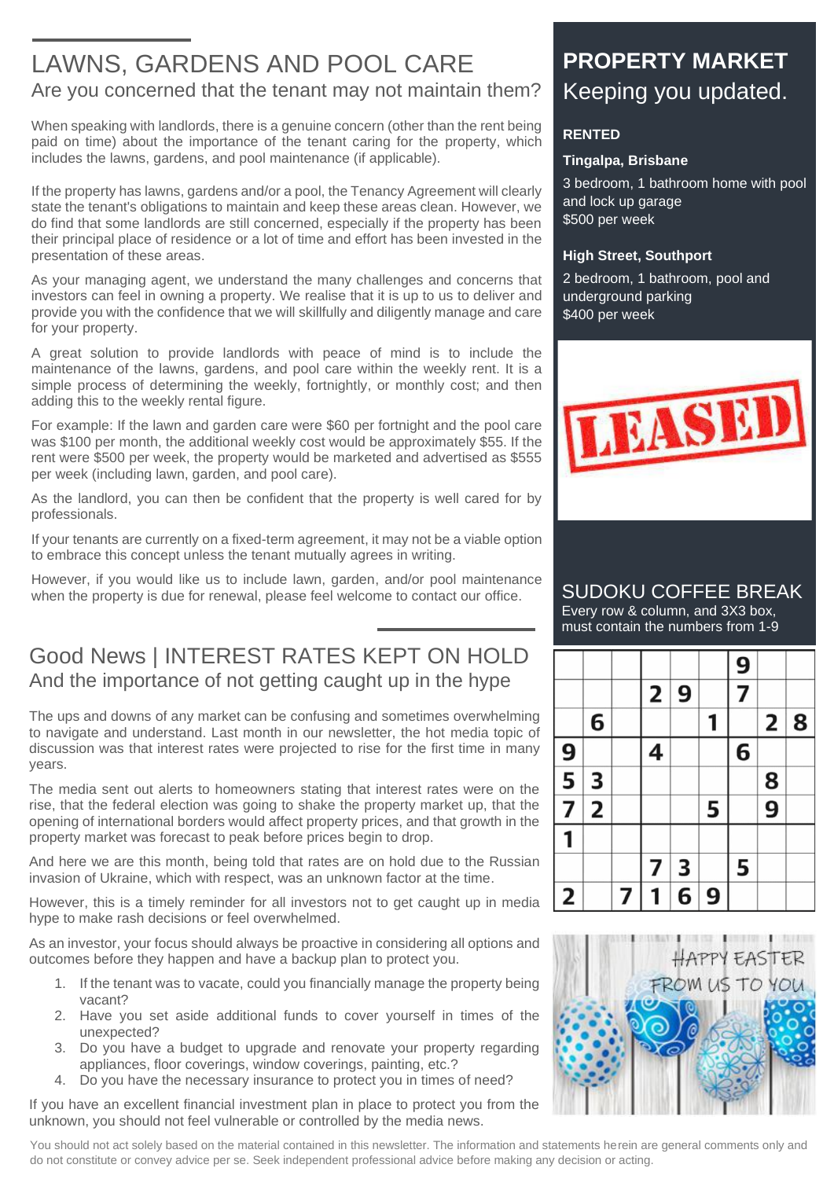# LAWNS, GARDENS AND POOL CARE

## Are you concerned that the tenant may not maintain them?

When speaking with landlords, there is a genuine concern (other than the rent being paid on time) about the importance of the tenant caring for the property, which includes the lawns, gardens, and pool maintenance (if applicable).

If the property has lawns, gardens and/or a pool, the Tenancy Agreement will clearly state the tenant's obligations to maintain and keep these areas clean. However, we do find that some landlords are still concerned, especially if the property has been their principal place of residence or a lot of time and effort has been invested in the presentation of these areas.

As your managing agent, we understand the many challenges and concerns that investors can feel in owning a property. We realise that it is up to us to deliver and provide you with the confidence that we will skillfully and diligently manage and care for your property.

A great solution to provide landlords with peace of mind is to include the maintenance of the lawns, gardens, and pool care within the weekly rent. It is a simple process of determining the weekly, fortnightly, or monthly cost; and then adding this to the weekly rental figure.

For example: If the lawn and garden care were $60 per fortnight and the pool care was $100 per month, the additional weekly cost would be approximately $55. If the rent were $500 per week, the property would be marketed and advertised as $555 per week (including lawn, garden, and pool care).

As the landlord, you can then be confident that the property is well cared for by professionals.

If your tenants are currently on a fixed-term agreement, it may not be a viable option to embrace this concept unless the tenant mutually agrees in writing.

However, if you would like us to include lawn, garden, and/or pool maintenance when the property is due for renewal, please feel welcome to contact our office.

# Good News | INTEREST RATES KEPT ON HOLD

## And the importance of not getting caught up in the hype

The ups and downs of any market can be confusing and sometimes overwhelming to navigate and understand. Last month in our newsletter, the hot media topic of discussion was that interest rates were projected to rise for the first time in many years.

The media sent out alerts to homeowners stating that interest rates were on the rise, that the federal election was going to shake the property market up, that the opening of international borders would affect property prices, and that growth in the property market was forecast to peak before prices begin to drop.

And here we are this month, being told that rates are on hold due to the Russian invasion of Ukraine, which with respect, was an unknown factor at the time.

However, this is a timely reminder for all investors not to get caught up in media hype to make rash decisions or feel overwhelmed.

As an investor, your focus should always be proactive in considering all options and outcomes before they happen and have a backup plan to protect you.

1. If the tenant was to vacate, could you financially manage the property being vacant?
2. Have you set aside additional funds to cover yourself in times of the unexpected?
3. Do you have a budget to upgrade and renovate your property regarding appliances, floor coverings, window coverings, painting, etc.?
4. Do you have the necessary insurance to protect you in times of need?

If you have an excellent financial investment plan in place to protect you from the unknown, you should not feel vulnerable or controlled by the media news.

# PROPERTY MARKET

## Keeping you updated.

**RENTED**

**Tingalpa, Brisbane**

3 bedroom, 1 bathroom home with pool and lock up garage
$500 per week

**High Street, Southport**

2 bedroom, 1 bathroom, pool and underground parking
$400 per week

# SUDOKU COFFEE BREAK

Every row & column, and 3X3 box, must contain the numbers from 1-9

| | | | | | | | | |
|---|---|---|---|---|---|---|---|---|
| | | | | | | 9 | | |
| | | | 2 | 9 | | 7 | | |
| | 6 | | | | 1 | | 2 | 8 |
| 9 | | | 4 | | | 6 | | |
| 5 | 3 | | | | | | 8 | |
| 7 | 2 | | | | 5 | | 9 | |
| 1 | | | | | | | | |
| | | | 7 | 3 | | 5 | | |
| 2 | | 7 | 1 | 6 | 9 | | | |

You should not act solely based on the material contained in this newsletter. The information and statements herein are general comments only and do not constitute or convey advice per se. Seek independent professional advice before making any decision or acting.